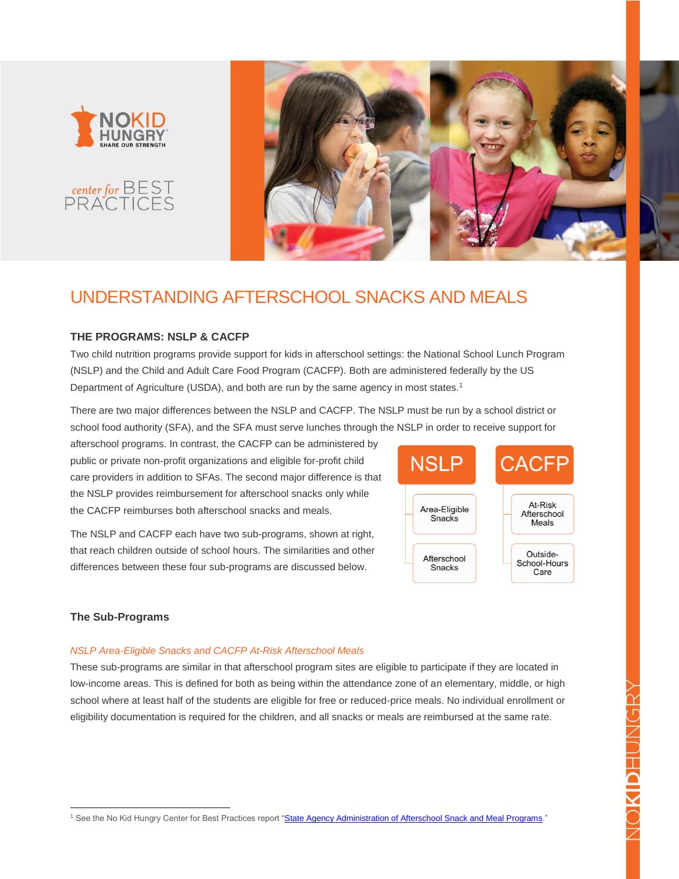# UNDERSTANDING AFTERSCHOOL SNACKS AND MEALS

## THE PROGRAMS: NSLP & CACFP

Two child nutrition programs provide support for kids in afterschool settings: the National School Lunch Program (NSLP) and the Child and Adult Care Food Program (CACFP). Both are administered federally by the US Department of Agriculture (USDA), and both are run by the same agency in most states.[1]

There are two major differences between the NSLP and CACFP. The NSLP must be run by a school district or school food authority (SFA), and the SFA must serve lunches through the NSLP in order to receive support for afterschool programs. In contrast, the CACFP can be administered by public or private non-profit organizations and eligible for-profit child care providers in addition to SFAs. The second major difference is that the NSLP provides reimbursement for afterschool snacks only while the CACFP reimburses both afterschool snacks and meals.

The NSLP and CACFP each have two sub-programs, shown at right, that reach children outside of school hours. The similarities and other differences between these four sub-programs are discussed below.

| NSLP | CACFP |
| --- | --- |
| Area-Eligible Snacks | At-Risk Afterschool Meals |
| Afterschool Snacks | Outside-School-Hours Care |

### The Sub-Programs

*NSLP Area-Eligible Snacks and CACFP At-Risk Afterschool Meals*

These sub-programs are similar in that afterschool program sites are eligible to participate if they are located in low-income areas. This is defined for both as being within the attendance zone of an elementary, middle, or high school where at least half of the students are eligible for free or reduced-price meals. No individual enrollment or eligibility documentation is required for the children, and all snacks or meals are reimbursed at the same rate.

---

[1] See the No Kid Hungry Center for Best Practices report "State Agency Administration of Afterschool Snack and Meal Programs."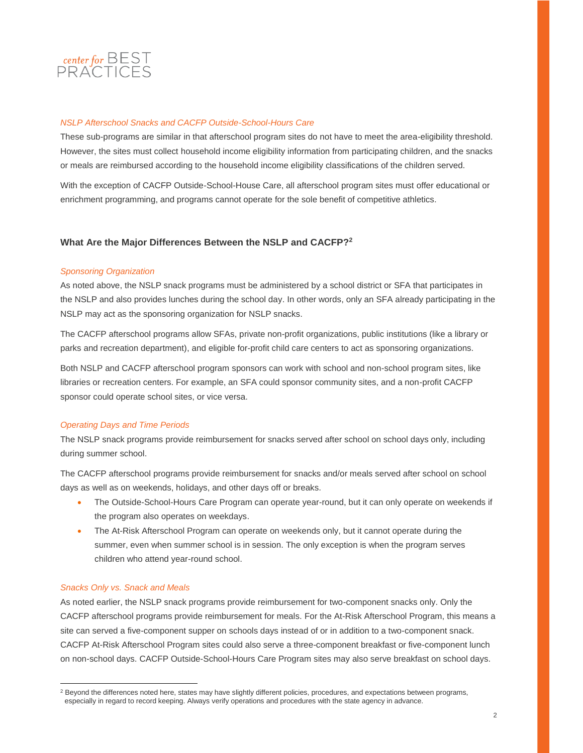*NSLP Afterschool Snacks and CACFP Outside-School-Hours Care*

These sub-programs are similar in that afterschool program sites do not have to meet the area-eligibility threshold. However, the sites must collect household income eligibility information from participating children, and the snacks or meals are reimbursed according to the household income eligibility classifications of the children served.

With the exception of CACFP Outside-School-House Care, all afterschool program sites must offer educational or enrichment programming, and programs cannot operate for the sole benefit of competitive athletics.

### What Are the Major Differences Between the NSLP and CACFP?[2]

*Sponsoring Organization*

As noted above, the NSLP snack programs must be administered by a school district or SFA that participates in the NSLP and also provides lunches during the school day. In other words, only an SFA already participating in the NSLP may act as the sponsoring organization for NSLP snacks.

The CACFP afterschool programs allow SFAs, private non-profit organizations, public institutions (like a library or parks and recreation department), and eligible for-profit child care centers to act as sponsoring organizations.

Both NSLP and CACFP afterschool program sponsors can work with school and non-school program sites, like libraries or recreation centers. For example, an SFA could sponsor community sites, and a non-profit CACFP sponsor could operate school sites, or vice versa.

*Operating Days and Time Periods*

The NSLP snack programs provide reimbursement for snacks served after school on school days only, including during summer school.

The CACFP afterschool programs provide reimbursement for snacks and/or meals served after school on school days as well as on weekends, holidays, and other days off or breaks.

- The Outside-School-Hours Care Program can operate year-round, but it can only operate on weekends if the program also operates on weekdays.
- The At-Risk Afterschool Program can operate on weekends only, but it cannot operate during the summer, even when summer school is in session. The only exception is when the program serves children who attend year-round school.

*Snacks Only vs. Snack and Meals*

As noted earlier, the NSLP snack programs provide reimbursement for two-component snacks only. Only the CACFP afterschool programs provide reimbursement for meals. For the At-Risk Afterschool Program, this means a site can served a five-component supper on schools days instead of or in addition to a two-component snack. CACFP At-Risk Afterschool Program sites could also serve a three-component breakfast or five-component lunch on non-school days. CACFP Outside-School-Hours Care Program sites may also serve breakfast on school days.

---

[2] Beyond the differences noted here, states may have slightly different policies, procedures, and expectations between programs, especially in regard to record keeping. Always verify operations and procedures with the state agency in advance.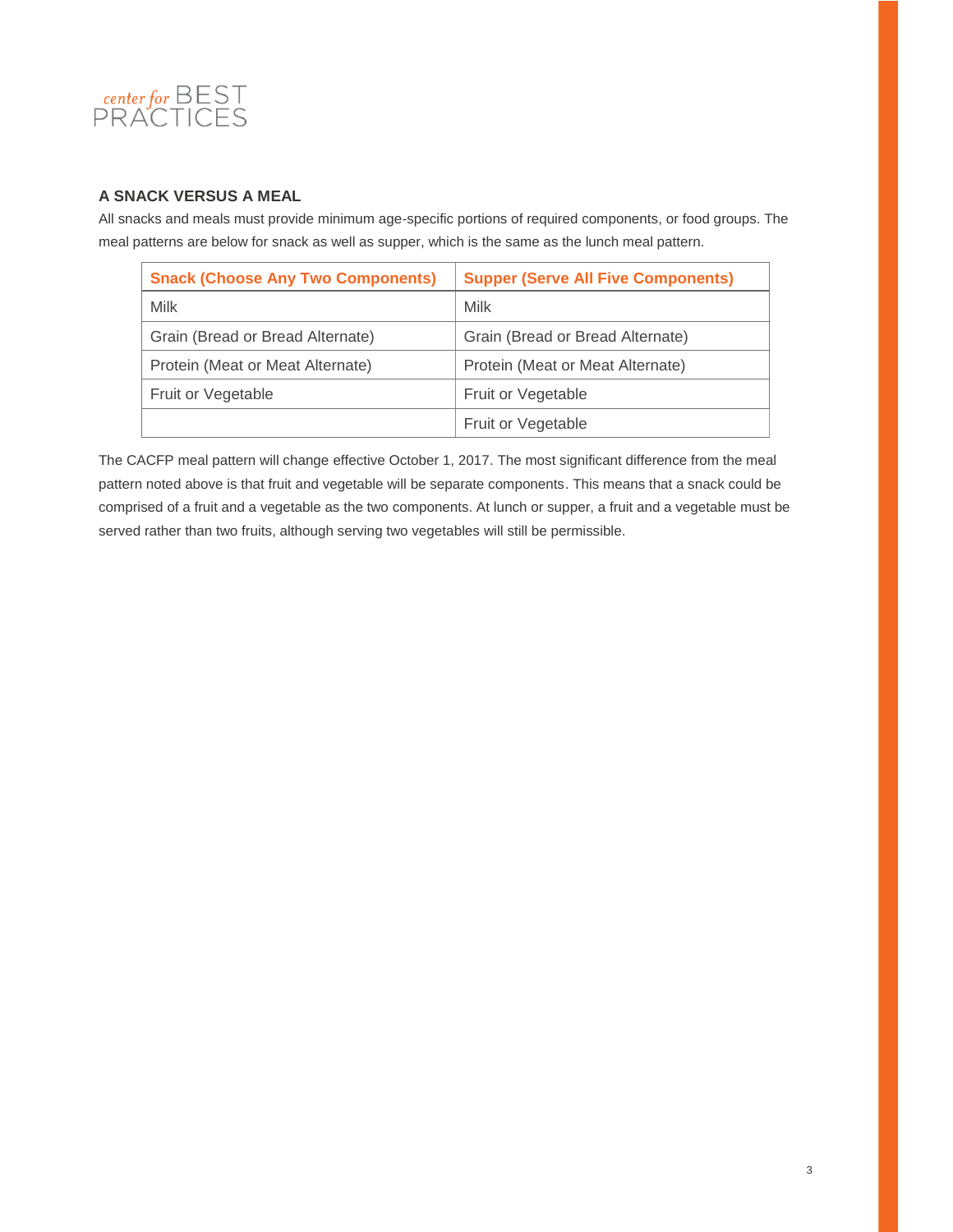## A SNACK VERSUS A MEAL

All snacks and meals must provide minimum age-specific portions of required components, or food groups. The meal patterns are below for snack as well as supper, which is the same as the lunch meal pattern.

| Snack (Choose Any Two Components) | Supper (Serve All Five Components) |
|---|---|
| Milk | Milk |
| Grain (Bread or Bread Alternate) | Grain (Bread or Bread Alternate) |
| Protein (Meat or Meat Alternate) | Protein (Meat or Meat Alternate) |
| Fruit or Vegetable | Fruit or Vegetable |
| | Fruit or Vegetable |

The CACFP meal pattern will change effective October 1, 2017. The most significant difference from the meal pattern noted above is that fruit and vegetable will be separate components. This means that a snack could be comprised of a fruit and a vegetable as the two components. At lunch or supper, a fruit and a vegetable must be served rather than two fruits, although serving two vegetables will still be permissible.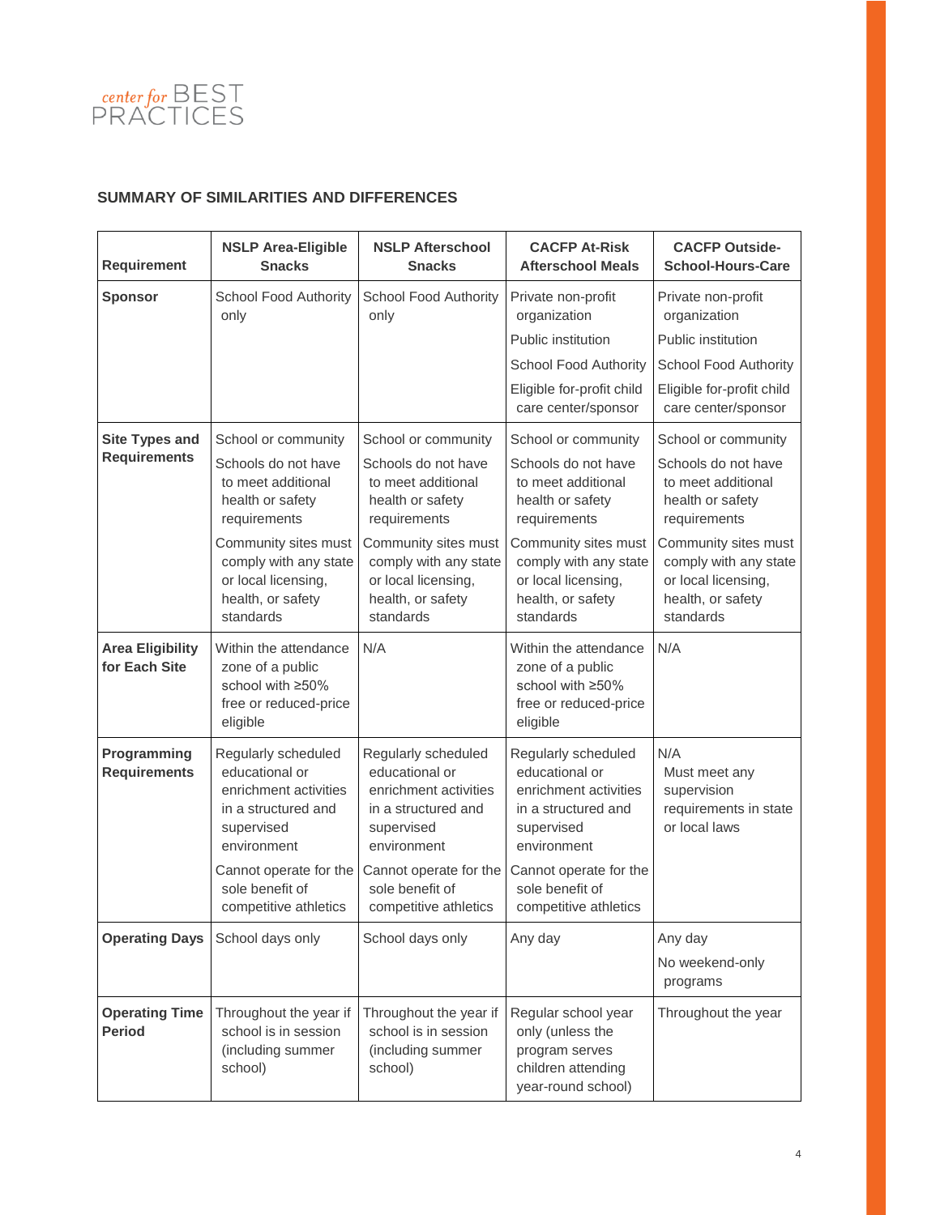## SUMMARY OF SIMILARITIES AND DIFFERENCES

| Requirement | NSLP Area-Eligible Snacks | NSLP Afterschool Snacks | CACFP At-Risk Afterschool Meals | CACFP Outside-School-Hours-Care |
|---|---|---|---|---|
| **Sponsor** | School Food Authority only | School Food Authority only | Private non-profit organization<br>Public institution<br>School Food Authority<br>Eligible for-profit child care center/sponsor | Private non-profit organization<br>Public institution<br>School Food Authority<br>Eligible for-profit child care center/sponsor |
| **Site Types and Requirements** | School or community<br>Schools do not have to meet additional health or safety requirements<br>Community sites must comply with any state or local licensing, health, or safety standards | School or community<br>Schools do not have to meet additional health or safety requirements<br>Community sites must comply with any state or local licensing, health, or safety standards | School or community<br>Schools do not have to meet additional health or safety requirements<br>Community sites must comply with any state or local licensing, health, or safety standards | School or community<br>Schools do not have to meet additional health or safety requirements<br>Community sites must comply with any state or local licensing, health, or safety standards |
| **Area Eligibility for Each Site** | Within the attendance zone of a public school with ≥50% free or reduced-price eligible | N/A | Within the attendance zone of a public school with ≥50% free or reduced-price eligible | N/A |
| **Programming Requirements** | Regularly scheduled educational or enrichment activities in a structured and supervised environment<br>Cannot operate for the sole benefit of competitive athletics | Regularly scheduled educational or enrichment activities in a structured and supervised environment<br>Cannot operate for the sole benefit of competitive athletics | Regularly scheduled educational or enrichment activities in a structured and supervised environment<br>Cannot operate for the sole benefit of competitive athletics | N/A<br>Must meet any supervision requirements in state or local laws |
| **Operating Days** | School days only | School days only | Any day | Any day<br>No weekend-only programs |
| **Operating Time Period** | Throughout the year if school is in session (including summer school) | Throughout the year if school is in session (including summer school) | Regular school year only (unless the program serves children attending year-round school) | Throughout the year |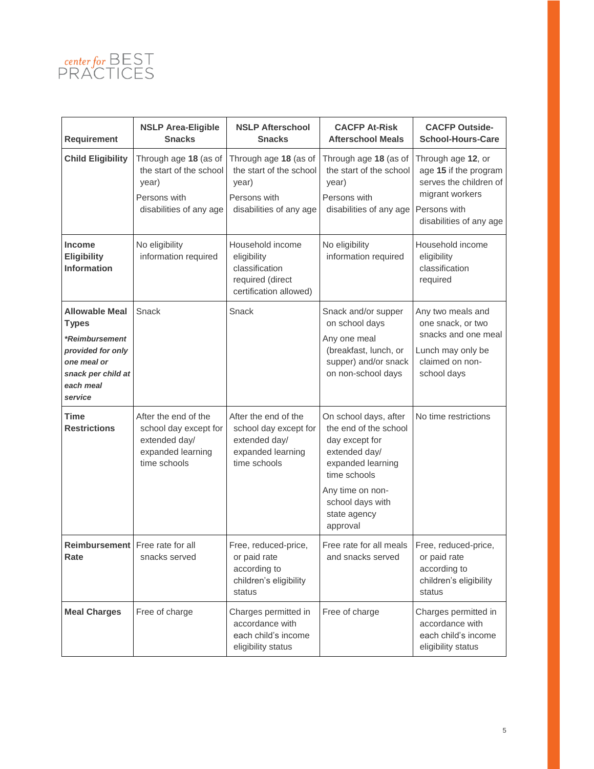| Requirement | NSLP Area-Eligible Snacks | NSLP Afterschool Snacks | CACFP At-Risk Afterschool Meals | CACFP Outside-School-Hours-Care |
|---|---|---|---|---|
| **Child Eligibility** | Through age **18** (as of the start of the school year)<br>Persons with disabilities of any age | Through age **18** (as of the start of the school year)<br>Persons with disabilities of any age | Through age **18** (as of the start of the school year)<br>Persons with disabilities of any age | Through age **12**, or age **15** if the program serves the children of migrant workers<br>Persons with disabilities of any age |
| **Income Eligibility Information** | No eligibility information required | Household income eligibility classification required (direct certification allowed) | No eligibility information required | Household income eligibility classification required |
| **Allowable Meal Types**<br>***Reimbursement provided for only one meal or snack per child at each meal service** | Snack | Snack | Snack and/or supper on school days<br>Any one meal (breakfast, lunch, or supper) and/or snack on non-school days | Any two meals and one snack, or two snacks and one meal<br>Lunch may only be claimed on non-school days |
| **Time Restrictions** | After the end of the school day except for extended day/ expanded learning time schools | After the end of the school day except for extended day/ expanded learning time schools | On school days, after the end of the school day except for extended day/ expanded learning time schools<br>Any time on non-school days with state agency approval | No time restrictions |
| **Reimbursement Rate** | Free rate for all snacks served | Free, reduced-price, or paid rate according to children's eligibility status | Free rate for all meals and snacks served | Free, reduced-price, or paid rate according to children's eligibility status |
| **Meal Charges** | Free of charge | Charges permitted in accordance with each child's income eligibility status | Free of charge | Charges permitted in accordance with each child's income eligibility status |